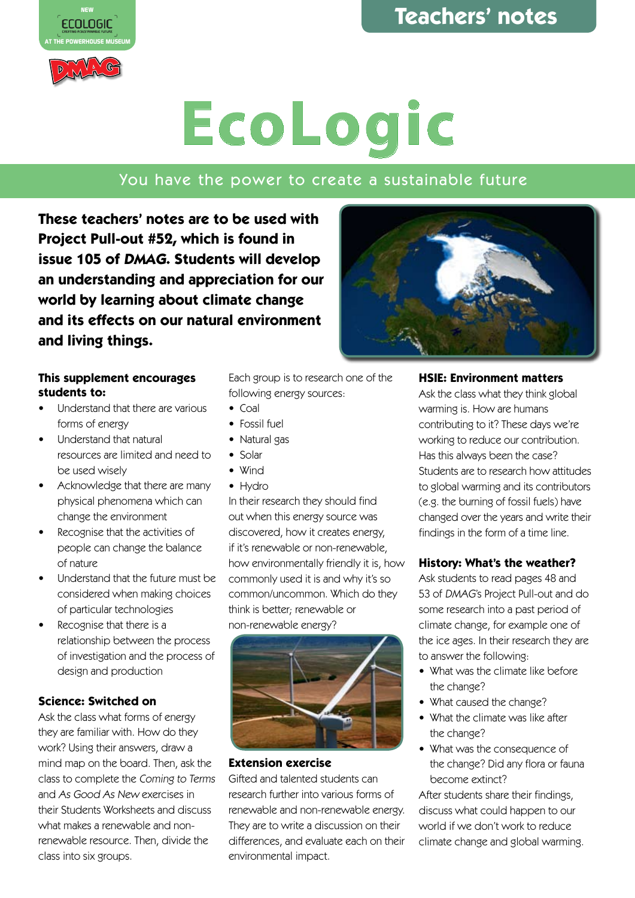# Teachers' notes

# EcoLogic

## You have the power to create a sustainable future

**These teachers' notes are to be used with Project Pull-out #52, which is found in issue 105 of *DMAG*. Students will develop an understanding and appreciation for our world by learning about climate change and its effects on our natural environment and living things.**

### This supplement encourages students to:

- Understand that there are various forms of energy
- Understand that natural resources are limited and need to be used wisely
- Acknowledge that there are many physical phenomena which can change the environment
- Recognise that the activities of people can change the balance of nature
- Understand that the future must be considered when making choices of particular technologies
- Recognise that there is a relationship between the process of investigation and the process of design and production

### Science: Switched on

Ask the class what forms of energy they are familiar with. How do they work? Using their answers, draw a mind map on the board. Then, ask the class to complete the *Coming to Terms* and *As Good As New* exercises in their Students Worksheets and discuss what makes a renewable and non-renewable resource. Then, divide the class into six groups.

Each group is to research one of the following energy sources:

- Coal
- Fossil fuel
- Natural gas
- Solar
- Wind
- Hydro

In their research they should find out when this energy source was discovered, how it creates energy, if it's renewable or non-renewable, how environmentally friendly it is, how commonly used it is and why it's so common/uncommon. Which do they think is better; renewable or non-renewable energy?

### Extension exercise

Gifted and talented students can research further into various forms of renewable and non-renewable energy. They are to write a discussion on their differences, and evaluate each on their environmental impact.

### HSIE: Environment matters

Ask the class what they think global warming is. How are humans contributing to it? These days we're working to reduce our contribution. Has this always been the case? Students are to research how attitudes to global warming and its contributors (e.g. the burning of fossil fuels) have changed over the years and write their findings in the form of a time line.

### History: What's the weather?

Ask students to read pages 48 and 53 of *DMAG*'s Project Pull-out and do some research into a past period of climate change, for example one of the ice ages. In their research they are to answer the following:

- What was the climate like before the change?
- What caused the change?
- What the climate was like after the change?
- What was the consequence of the change? Did any flora or fauna become extinct?

After students share their findings, discuss what could happen to our world if we don't work to reduce climate change and global warming.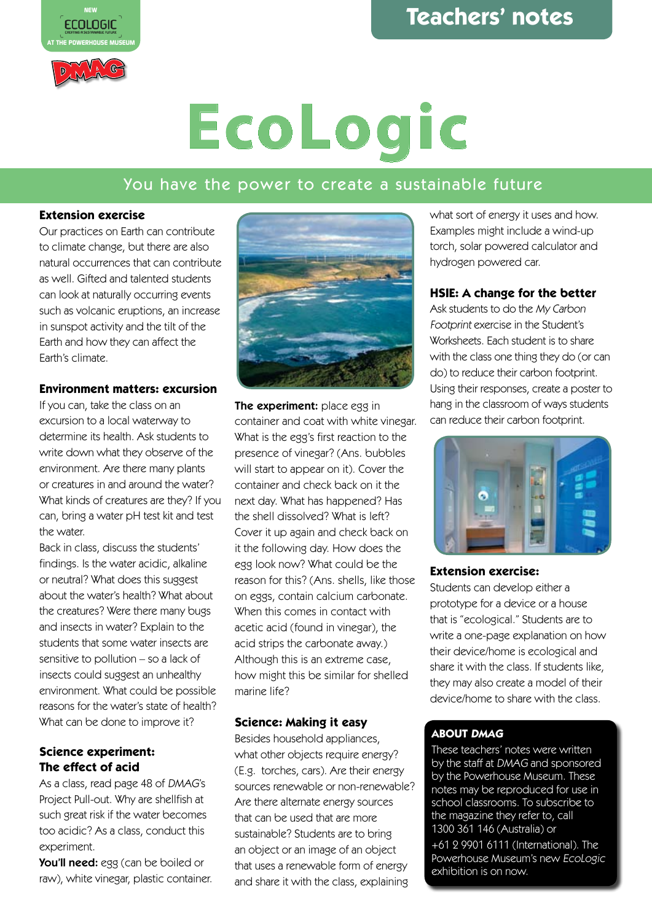# EcoLogic

## You have the power to create a sustainable future

### Extension exercise

Our practices on Earth can contribute to climate change, but there are also natural occurrences that can contribute as well. Gifted and talented students can look at naturally occurring events such as volcanic eruptions, an increase in sunspot activity and the tilt of the Earth and how they can affect the Earth's climate.

### Environment matters: excursion

If you can, take the class on an excursion to a local waterway to determine its health. Ask students to write down what they observe of the environment. Are there many plants or creatures in and around the water? What kinds of creatures are they? If you can, bring a water pH test kit and test the water.

Back in class, discuss the students' findings. Is the water acidic, alkaline or neutral? What does this suggest about the water's health? What about the creatures? Were there many bugs and insects in water? Explain to the students that some water insects are sensitive to pollution – so a lack of insects could suggest an unhealthy environment. What could be possible reasons for the water's state of health? What can be done to improve it?

### Science experiment: The effect of acid

As a class, read page 48 of *DMAG*'s Project Pull-out. Why are shellfish at such great risk if the water becomes too acidic? As a class, conduct this experiment.

**You'll need:** egg (can be boiled or raw), white vinegar, plastic container.

**The experiment:** place egg in container and coat with white vinegar. What is the egg's first reaction to the presence of vinegar? (Ans. bubbles will start to appear on it). Cover the container and check back on it the next day. What has happened? Has the shell dissolved? What is left? Cover it up again and check back on it the following day. How does the egg look now? What could be the reason for this? (Ans. shells, like those on eggs, contain calcium carbonate. When this comes in contact with acetic acid (found in vinegar), the acid strips the carbonate away.) Although this is an extreme case, how might this be similar for shelled marine life?

### Science: Making it easy

Besides household appliances, what other objects require energy? (E.g. torches, cars). Are their energy sources renewable or non-renewable? Are there alternate energy sources that can be used that are more sustainable? Students are to bring an object or an image of an object that uses a renewable form of energy and share it with the class, explaining what sort of energy it uses and how. Examples might include a wind-up torch, solar powered calculator and hydrogen powered car.

### HSIE: A change for the better

Ask students to do the *My Carbon Footprint* exercise in the Student's Worksheets. Each student is to share with the class one thing they do (or can do) to reduce their carbon footprint. Using their responses, create a poster to hang in the classroom of ways students can reduce their carbon footprint.

### Extension exercise:

Students can develop either a prototype for a device or a house that is "ecological." Students are to write a one-page explanation on how their device/home is ecological and share it with the class. If students like, they may also create a model of their device/home to share with the class.

### ABOUT *DMAG*

These teachers' notes were written by the staff at *DMAG* and sponsored by the Powerhouse Museum. These notes may be reproduced for use in school classrooms. To subscribe to the magazine they refer to, call 1300 361 146 (Australia) or +61 2 9901 6111 (International). The Powerhouse Museum's new *EcoLogic* exhibition is on now.